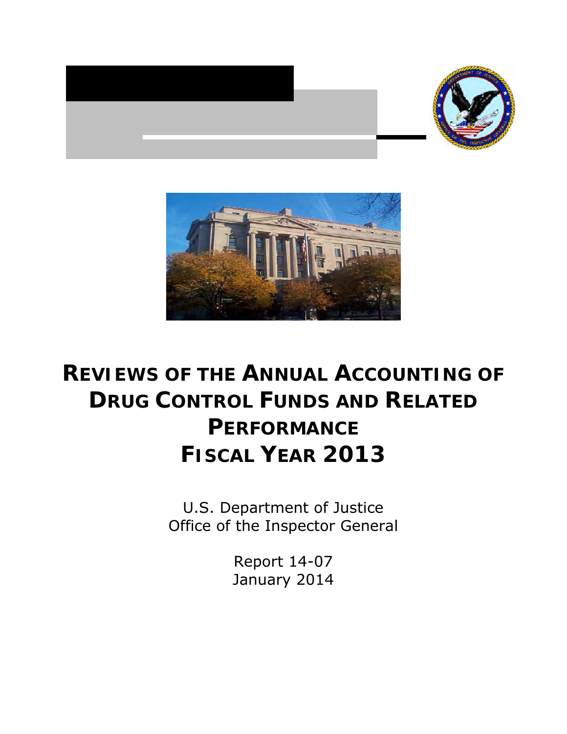# Reviews of the Annual Accounting of Drug Control Funds and Related Performance Fiscal Year 2013

U.S. Department of Justice
Office of the Inspector General

Report 14-07
January 2014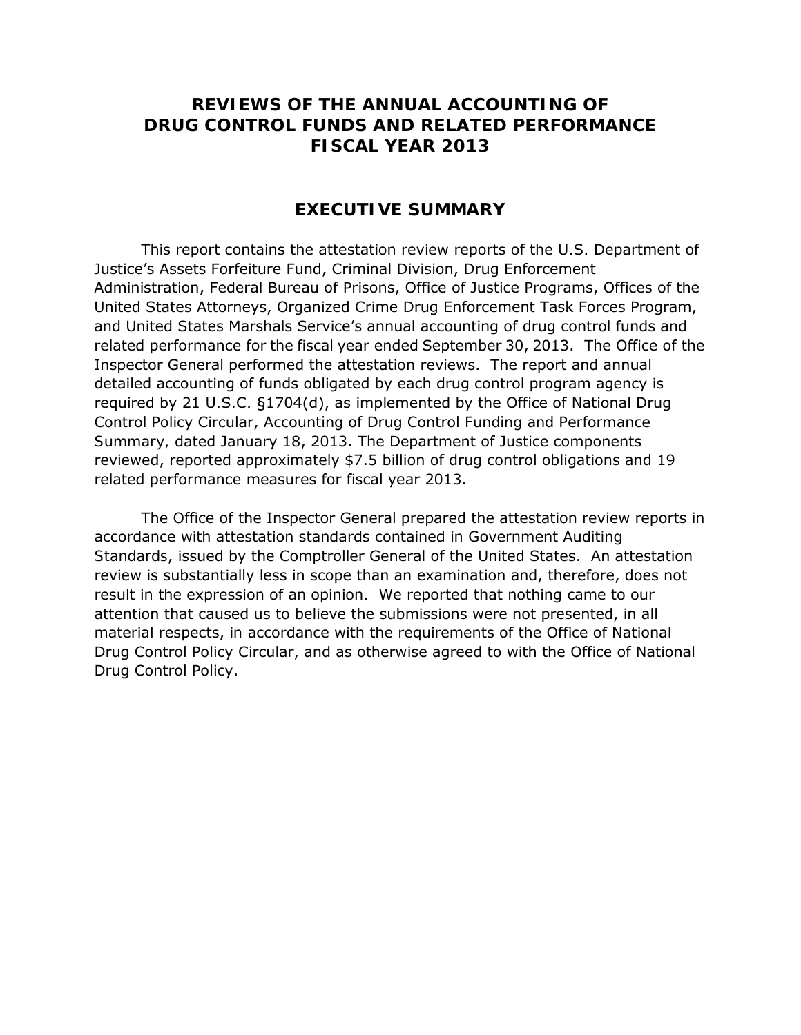# REVIEWS OF THE ANNUAL ACCOUNTING OF DRUG CONTROL FUNDS AND RELATED PERFORMANCE FISCAL YEAR 2013

## EXECUTIVE SUMMARY

This report contains the attestation review reports of the U.S. Department of Justice's Assets Forfeiture Fund, Criminal Division, Drug Enforcement Administration, Federal Bureau of Prisons, Office of Justice Programs, Offices of the United States Attorneys, Organized Crime Drug Enforcement Task Forces Program, and United States Marshals Service's annual accounting of drug control funds and related performance for the fiscal year ended September 30, 2013. The Office of the Inspector General performed the attestation reviews. The report and annual detailed accounting of funds obligated by each drug control program agency is required by 21 U.S.C. §1704(d), as implemented by the Office of National Drug Control Policy Circular, Accounting of Drug Control Funding and Performance Summary, dated January 18, 2013. The Department of Justice components reviewed, reported approximately $7.5 billion of drug control obligations and 19 related performance measures for fiscal year 2013.

The Office of the Inspector General prepared the attestation review reports in accordance with attestation standards contained in Government Auditing Standards, issued by the Comptroller General of the United States. An attestation review is substantially less in scope than an examination and, therefore, does not result in the expression of an opinion. We reported that nothing came to our attention that caused us to believe the submissions were not presented, in all material respects, in accordance with the requirements of the Office of National Drug Control Policy Circular, and as otherwise agreed to with the Office of National Drug Control Policy.